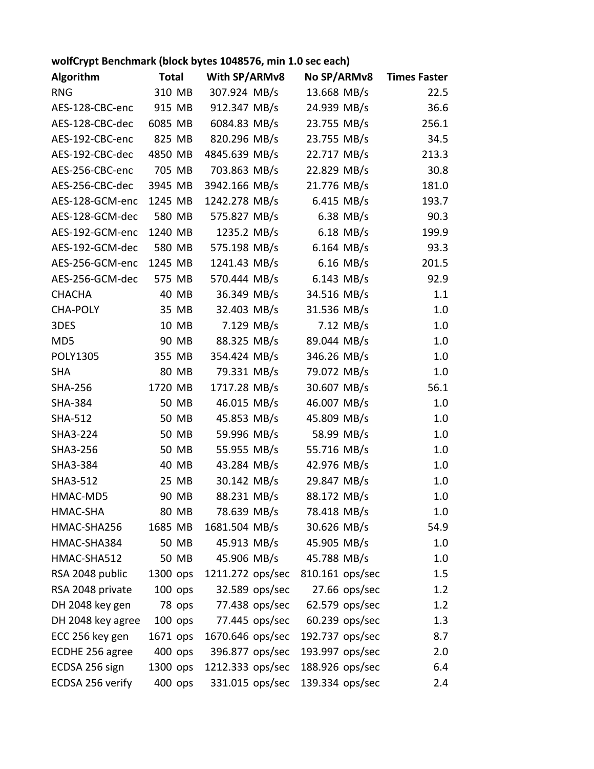**wolfCrypt Benchmark (block bytes 1048576, min 1.0 sec each)**

| Algorithm | Total | With SP/ARMv8 | No SP/ARMv8 | Times Faster |
|---|---|---|---|---|
| RNG | 310 MB | 307.924 MB/s | 13.668 MB/s | 22.5 |
| AES-128-CBC-enc | 915 MB | 912.347 MB/s | 24.939 MB/s | 36.6 |
| AES-128-CBC-dec | 6085 MB | 6084.83 MB/s | 23.755 MB/s | 256.1 |
| AES-192-CBC-enc | 825 MB | 820.296 MB/s | 23.755 MB/s | 34.5 |
| AES-192-CBC-dec | 4850 MB | 4845.639 MB/s | 22.717 MB/s | 213.3 |
| AES-256-CBC-enc | 705 MB | 703.863 MB/s | 22.829 MB/s | 30.8 |
| AES-256-CBC-dec | 3945 MB | 3942.166 MB/s | 21.776 MB/s | 181.0 |
| AES-128-GCM-enc | 1245 MB | 1242.278 MB/s | 6.415 MB/s | 193.7 |
| AES-128-GCM-dec | 580 MB | 575.827 MB/s | 6.38 MB/s | 90.3 |
| AES-192-GCM-enc | 1240 MB | 1235.2 MB/s | 6.18 MB/s | 199.9 |
| AES-192-GCM-dec | 580 MB | 575.198 MB/s | 6.164 MB/s | 93.3 |
| AES-256-GCM-enc | 1245 MB | 1241.43 MB/s | 6.16 MB/s | 201.5 |
| AES-256-GCM-dec | 575 MB | 570.444 MB/s | 6.143 MB/s | 92.9 |
| CHACHA | 40 MB | 36.349 MB/s | 34.516 MB/s | 1.1 |
| CHA-POLY | 35 MB | 32.403 MB/s | 31.536 MB/s | 1.0 |
| 3DES | 10 MB | 7.129 MB/s | 7.12 MB/s | 1.0 |
| MD5 | 90 MB | 88.325 MB/s | 89.044 MB/s | 1.0 |
| POLY1305 | 355 MB | 354.424 MB/s | 346.26 MB/s | 1.0 |
| SHA | 80 MB | 79.331 MB/s | 79.072 MB/s | 1.0 |
| SHA-256 | 1720 MB | 1717.28 MB/s | 30.607 MB/s | 56.1 |
| SHA-384 | 50 MB | 46.015 MB/s | 46.007 MB/s | 1.0 |
| SHA-512 | 50 MB | 45.853 MB/s | 45.809 MB/s | 1.0 |
| SHA3-224 | 50 MB | 59.996 MB/s | 58.99 MB/s | 1.0 |
| SHA3-256 | 50 MB | 55.955 MB/s | 55.716 MB/s | 1.0 |
| SHA3-384 | 40 MB | 43.284 MB/s | 42.976 MB/s | 1.0 |
| SHA3-512 | 25 MB | 30.142 MB/s | 29.847 MB/s | 1.0 |
| HMAC-MD5 | 90 MB | 88.231 MB/s | 88.172 MB/s | 1.0 |
| HMAC-SHA | 80 MB | 78.639 MB/s | 78.418 MB/s | 1.0 |
| HMAC-SHA256 | 1685 MB | 1681.504 MB/s | 30.626 MB/s | 54.9 |
| HMAC-SHA384 | 50 MB | 45.913 MB/s | 45.905 MB/s | 1.0 |
| HMAC-SHA512 | 50 MB | 45.906 MB/s | 45.788 MB/s | 1.0 |
| RSA 2048 public | 1300 ops | 1211.272 ops/sec | 810.161 ops/sec | 1.5 |
| RSA 2048 private | 100 ops | 32.589 ops/sec | 27.66 ops/sec | 1.2 |
| DH 2048 key gen | 78 ops | 77.438 ops/sec | 62.579 ops/sec | 1.2 |
| DH 2048 key agree | 100 ops | 77.445 ops/sec | 60.239 ops/sec | 1.3 |
| ECC 256 key gen | 1671 ops | 1670.646 ops/sec | 192.737 ops/sec | 8.7 |
| ECDHE 256 agree | 400 ops | 396.877 ops/sec | 193.997 ops/sec | 2.0 |
| ECDSA 256 sign | 1300 ops | 1212.333 ops/sec | 188.926 ops/sec | 6.4 |
| ECDSA 256 verify | 400 ops | 331.015 ops/sec | 139.334 ops/sec | 2.4 |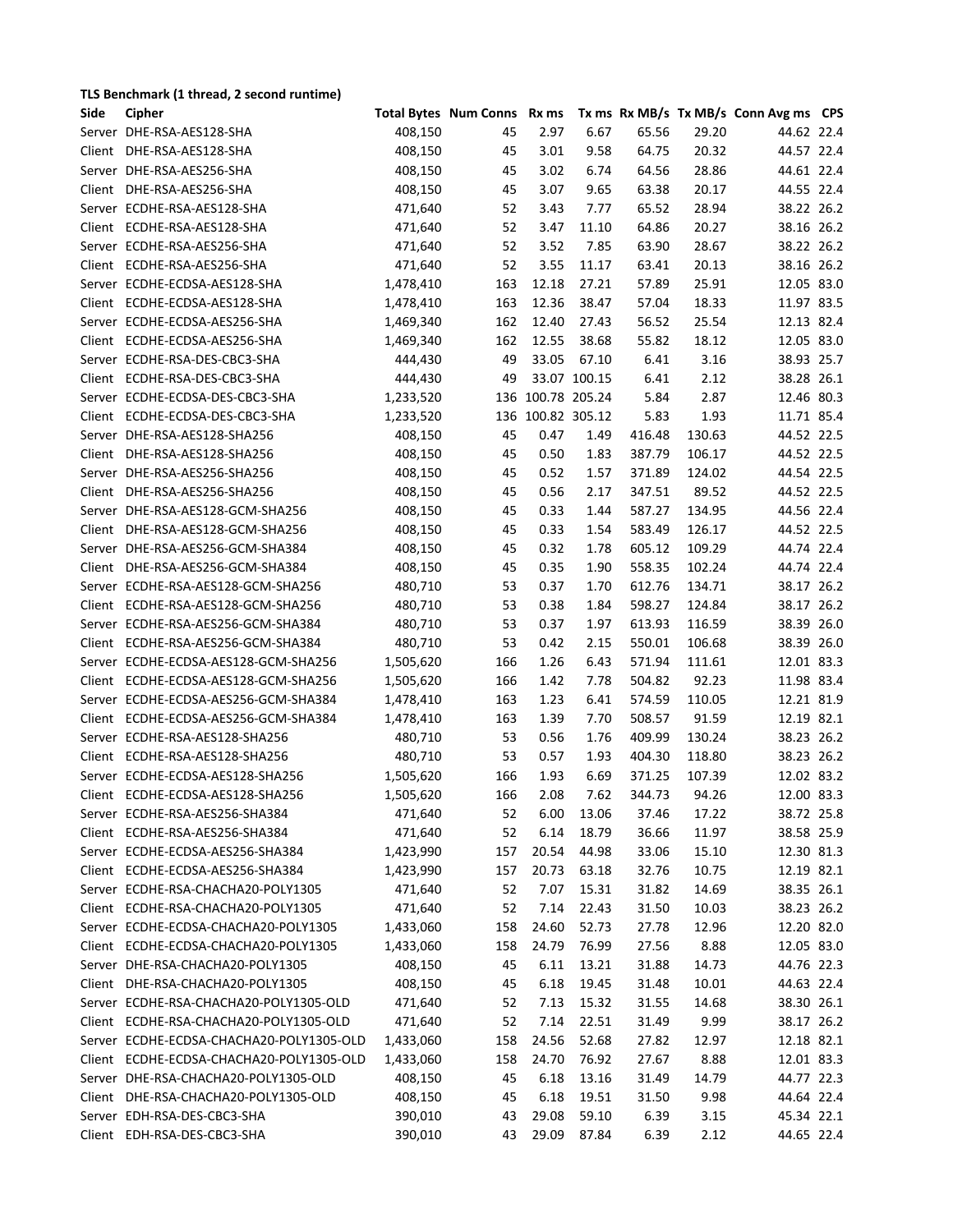**TLS Benchmark (1 thread, 2 second runtime)**

| Side | Cipher | Total Bytes | Num Conns | Rx ms | Tx ms | Rx MB/s | Tx MB/s | Conn Avg ms | CPS |
|---|---|---|---|---|---|---|---|---|---|
| Server | DHE-RSA-AES128-SHA | 408,150 | 45 | 2.97 | 6.67 | 65.56 | 29.20 | 44.62 | 22.4 |
| Client | DHE-RSA-AES128-SHA | 408,150 | 45 | 3.01 | 9.58 | 64.75 | 20.32 | 44.57 | 22.4 |
| Server | DHE-RSA-AES256-SHA | 408,150 | 45 | 3.02 | 6.74 | 64.56 | 28.86 | 44.61 | 22.4 |
| Client | DHE-RSA-AES256-SHA | 408,150 | 45 | 3.07 | 9.65 | 63.38 | 20.17 | 44.55 | 22.4 |
| Server | ECDHE-RSA-AES128-SHA | 471,640 | 52 | 3.43 | 7.77 | 65.52 | 28.94 | 38.22 | 26.2 |
| Client | ECDHE-RSA-AES128-SHA | 471,640 | 52 | 3.47 | 11.10 | 64.86 | 20.27 | 38.16 | 26.2 |
| Server | ECDHE-RSA-AES256-SHA | 471,640 | 52 | 3.52 | 7.85 | 63.90 | 28.67 | 38.22 | 26.2 |
| Client | ECDHE-RSA-AES256-SHA | 471,640 | 52 | 3.55 | 11.17 | 63.41 | 20.13 | 38.16 | 26.2 |
| Server | ECDHE-ECDSA-AES128-SHA | 1,478,410 | 163 | 12.18 | 27.21 | 57.89 | 25.91 | 12.05 | 83.0 |
| Client | ECDHE-ECDSA-AES128-SHA | 1,478,410 | 163 | 12.36 | 38.47 | 57.04 | 18.33 | 11.97 | 83.5 |
| Server | ECDHE-ECDSA-AES256-SHA | 1,469,340 | 162 | 12.40 | 27.43 | 56.52 | 25.54 | 12.13 | 82.4 |
| Client | ECDHE-ECDSA-AES256-SHA | 1,469,340 | 162 | 12.55 | 38.68 | 55.82 | 18.12 | 12.05 | 83.0 |
| Server | ECDHE-RSA-DES-CBC3-SHA | 444,430 | 49 | 33.05 | 67.10 | 6.41 | 3.16 | 38.93 | 25.7 |
| Client | ECDHE-RSA-DES-CBC3-SHA | 444,430 | 49 | 33.07 | 100.15 | 6.41 | 2.12 | 38.28 | 26.1 |
| Server | ECDHE-ECDSA-DES-CBC3-SHA | 1,233,520 | 136 | 100.78 | 205.24 | 5.84 | 2.87 | 12.46 | 80.3 |
| Client | ECDHE-ECDSA-DES-CBC3-SHA | 1,233,520 | 136 | 100.82 | 305.12 | 5.83 | 1.93 | 11.71 | 85.4 |
| Server | DHE-RSA-AES128-SHA256 | 408,150 | 45 | 0.47 | 1.49 | 416.48 | 130.63 | 44.52 | 22.5 |
| Client | DHE-RSA-AES128-SHA256 | 408,150 | 45 | 0.50 | 1.83 | 387.79 | 106.17 | 44.52 | 22.5 |
| Server | DHE-RSA-AES256-SHA256 | 408,150 | 45 | 0.52 | 1.57 | 371.89 | 124.02 | 44.54 | 22.5 |
| Client | DHE-RSA-AES256-SHA256 | 408,150 | 45 | 0.56 | 2.17 | 347.51 | 89.52 | 44.52 | 22.5 |
| Server | DHE-RSA-AES128-GCM-SHA256 | 408,150 | 45 | 0.33 | 1.44 | 587.27 | 134.95 | 44.56 | 22.4 |
| Client | DHE-RSA-AES128-GCM-SHA256 | 408,150 | 45 | 0.33 | 1.54 | 583.49 | 126.17 | 44.52 | 22.5 |
| Server | DHE-RSA-AES256-GCM-SHA384 | 408,150 | 45 | 0.32 | 1.78 | 605.12 | 109.29 | 44.74 | 22.4 |
| Client | DHE-RSA-AES256-GCM-SHA384 | 408,150 | 45 | 0.35 | 1.90 | 558.35 | 102.24 | 44.74 | 22.4 |
| Server | ECDHE-RSA-AES128-GCM-SHA256 | 480,710 | 53 | 0.37 | 1.70 | 612.76 | 134.71 | 38.17 | 26.2 |
| Client | ECDHE-RSA-AES128-GCM-SHA256 | 480,710 | 53 | 0.38 | 1.84 | 598.27 | 124.84 | 38.17 | 26.2 |
| Server | ECDHE-RSA-AES256-GCM-SHA384 | 480,710 | 53 | 0.37 | 1.97 | 613.93 | 116.59 | 38.39 | 26.0 |
| Client | ECDHE-RSA-AES256-GCM-SHA384 | 480,710 | 53 | 0.42 | 2.15 | 550.01 | 106.68 | 38.39 | 26.0 |
| Server | ECDHE-ECDSA-AES128-GCM-SHA256 | 1,505,620 | 166 | 1.26 | 6.43 | 571.94 | 111.61 | 12.01 | 83.3 |
| Client | ECDHE-ECDSA-AES128-GCM-SHA256 | 1,505,620 | 166 | 1.42 | 7.78 | 504.82 | 92.23 | 11.98 | 83.4 |
| Server | ECDHE-ECDSA-AES256-GCM-SHA384 | 1,478,410 | 163 | 1.23 | 6.41 | 574.59 | 110.05 | 12.21 | 81.9 |
| Client | ECDHE-ECDSA-AES256-GCM-SHA384 | 1,478,410 | 163 | 1.39 | 7.70 | 508.57 | 91.59 | 12.19 | 82.1 |
| Server | ECDHE-RSA-AES128-SHA256 | 480,710 | 53 | 0.56 | 1.76 | 409.99 | 130.24 | 38.23 | 26.2 |
| Client | ECDHE-RSA-AES128-SHA256 | 480,710 | 53 | 0.57 | 1.93 | 404.30 | 118.80 | 38.23 | 26.2 |
| Server | ECDHE-ECDSA-AES128-SHA256 | 1,505,620 | 166 | 1.93 | 6.69 | 371.25 | 107.39 | 12.02 | 83.2 |
| Client | ECDHE-ECDSA-AES128-SHA256 | 1,505,620 | 166 | 2.08 | 7.62 | 344.73 | 94.26 | 12.00 | 83.3 |
| Server | ECDHE-RSA-AES256-SHA384 | 471,640 | 52 | 6.00 | 13.06 | 37.46 | 17.22 | 38.72 | 25.8 |
| Client | ECDHE-RSA-AES256-SHA384 | 471,640 | 52 | 6.14 | 18.79 | 36.66 | 11.97 | 38.58 | 25.9 |
| Server | ECDHE-ECDSA-AES256-SHA384 | 1,423,990 | 157 | 20.54 | 44.98 | 33.06 | 15.10 | 12.30 | 81.3 |
| Client | ECDHE-ECDSA-AES256-SHA384 | 1,423,990 | 157 | 20.73 | 63.18 | 32.76 | 10.75 | 12.19 | 82.1 |
| Server | ECDHE-RSA-CHACHA20-POLY1305 | 471,640 | 52 | 7.07 | 15.31 | 31.82 | 14.69 | 38.35 | 26.1 |
| Client | ECDHE-RSA-CHACHA20-POLY1305 | 471,640 | 52 | 7.14 | 22.43 | 31.50 | 10.03 | 38.23 | 26.2 |
| Server | ECDHE-ECDSA-CHACHA20-POLY1305 | 1,433,060 | 158 | 24.60 | 52.73 | 27.78 | 12.96 | 12.20 | 82.0 |
| Client | ECDHE-ECDSA-CHACHA20-POLY1305 | 1,433,060 | 158 | 24.79 | 76.99 | 27.56 | 8.88 | 12.05 | 83.0 |
| Server | DHE-RSA-CHACHA20-POLY1305 | 408,150 | 45 | 6.11 | 13.21 | 31.88 | 14.73 | 44.76 | 22.3 |
| Client | DHE-RSA-CHACHA20-POLY1305 | 408,150 | 45 | 6.18 | 19.45 | 31.48 | 10.01 | 44.63 | 22.4 |
| Server | ECDHE-RSA-CHACHA20-POLY1305-OLD | 471,640 | 52 | 7.13 | 15.32 | 31.55 | 14.68 | 38.30 | 26.1 |
| Client | ECDHE-RSA-CHACHA20-POLY1305-OLD | 471,640 | 52 | 7.14 | 22.51 | 31.49 | 9.99 | 38.17 | 26.2 |
| Server | ECDHE-ECDSA-CHACHA20-POLY1305-OLD | 1,433,060 | 158 | 24.56 | 52.68 | 27.82 | 12.97 | 12.18 | 82.1 |
| Client | ECDHE-ECDSA-CHACHA20-POLY1305-OLD | 1,433,060 | 158 | 24.70 | 76.92 | 27.67 | 8.88 | 12.01 | 83.3 |
| Server | DHE-RSA-CHACHA20-POLY1305-OLD | 408,150 | 45 | 6.18 | 13.16 | 31.49 | 14.79 | 44.77 | 22.3 |
| Client | DHE-RSA-CHACHA20-POLY1305-OLD | 408,150 | 45 | 6.18 | 19.51 | 31.50 | 9.98 | 44.64 | 22.4 |
| Server | EDH-RSA-DES-CBC3-SHA | 390,010 | 43 | 29.08 | 59.10 | 6.39 | 3.15 | 45.34 | 22.1 |
| Client | EDH-RSA-DES-CBC3-SHA | 390,010 | 43 | 29.09 | 87.84 | 6.39 | 2.12 | 44.65 | 22.4 |